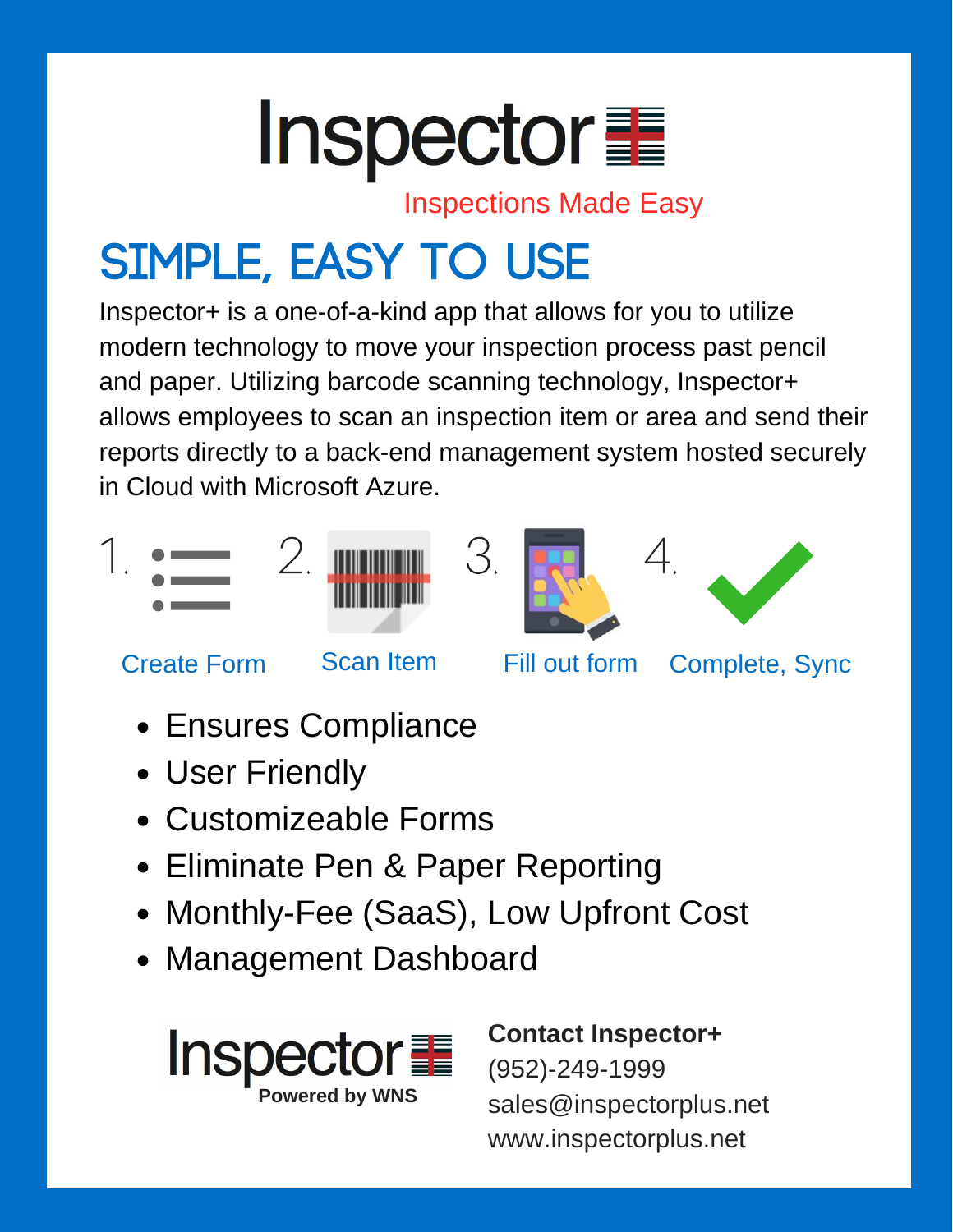# Inspector+

Inspections Made Easy

## SIMPLE, EASY TO USE

Inspector+ is a one-of-a-kind app that allows for you to utilize modern technology to move your inspection process past pencil and paper. Utilizing barcode scanning technology, Inspector+ allows employees to scan an inspection item or area and send their reports directly to a back-end management system hosted securely in Cloud with Microsoft Azure.

1. Create Form
2. Scan Item
3. Fill out form
4. Complete, Sync

- Ensures Compliance
- User Friendly
- Customizeable Forms
- Eliminate Pen & Paper Reporting
- Monthly-Fee (SaaS), Low Upfront Cost
- Management Dashboard

Inspector+

Powered by WNS

**Contact Inspector+**

(952)-249-1999

sales@inspectorplus.net

www.inspectorplus.net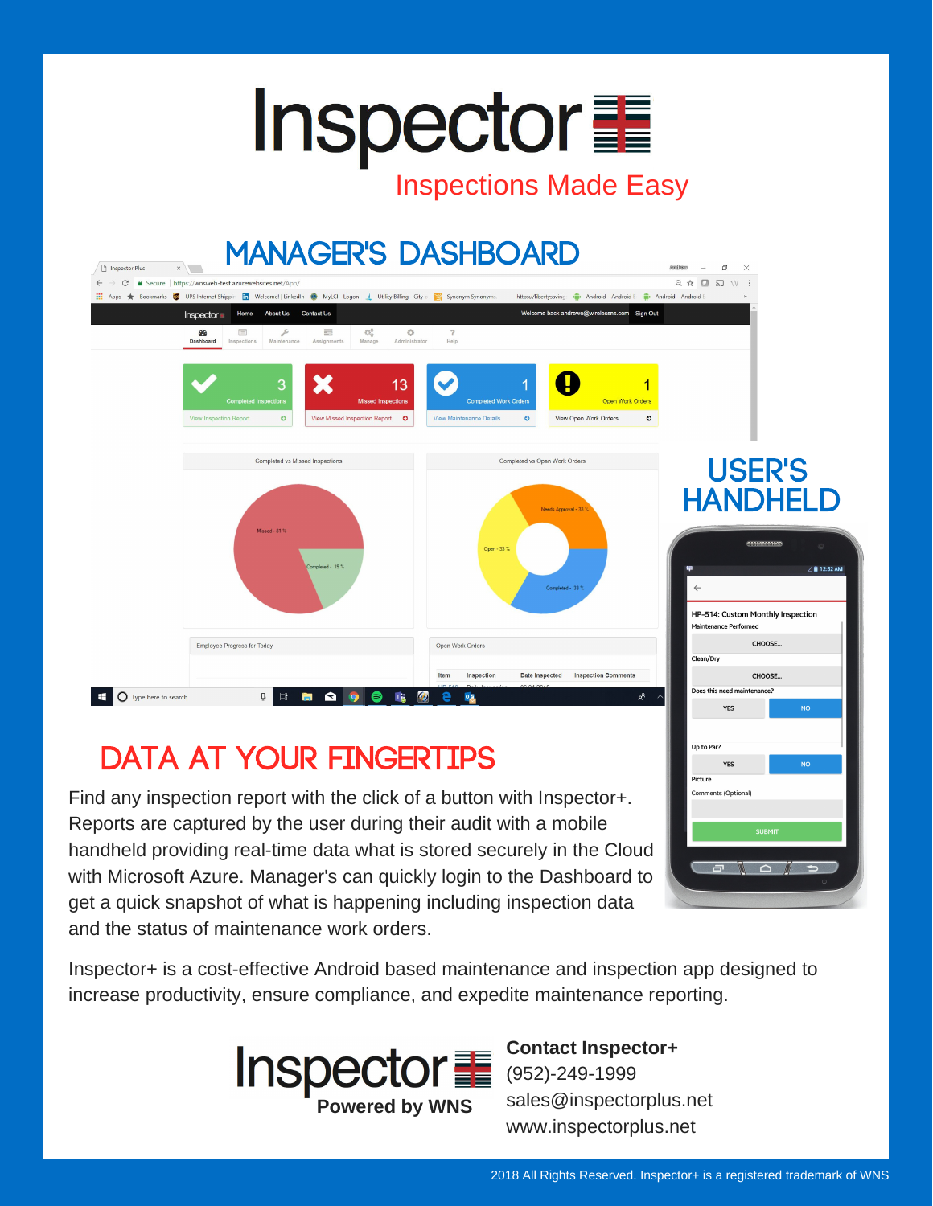# Inspector

Inspections Made Easy

## MANAGER'S DASHBOARD

## USER'S HANDHELD

## DATA AT YOUR FINGERTIPS

Find any inspection report with the click of a button with Inspector+. Reports are captured by the user during their audit with a mobile handheld providing real-time data what is stored securely in the Cloud with Microsoft Azure. Manager's can quickly login to the Dashboard to get a quick snapshot of what is happening including inspection data and the status of maintenance work orders.

Inspector+ is a cost-effective Android based maintenance and inspection app designed to increase productivity, ensure compliance, and expedite maintenance reporting.

Inspector

**Powered by WNS**

**Contact Inspector+**
(952)-249-1999
sales@inspectorplus.net
www.inspectorplus.net

2018 All Rights Reserved. Inspector+ is a registered trademark of WNS